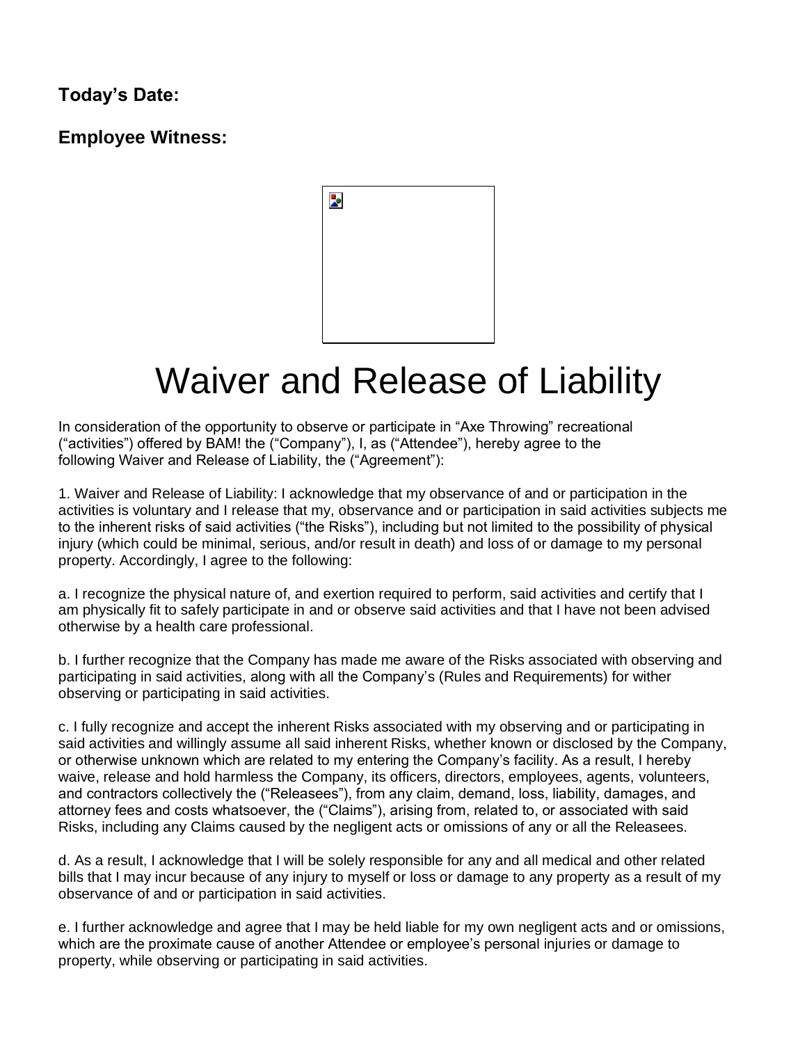**Today's Date:**

**Employee Witness:**

# Waiver and Release of Liability

In consideration of the opportunity to observe or participate in "Axe Throwing" recreational ("activities") offered by BAM! the ("Company"), I, as ("Attendee"), hereby agree to the following Waiver and Release of Liability, the ("Agreement"):

1. Waiver and Release of Liability: I acknowledge that my observance of and or participation in the activities is voluntary and I release that my, observance and or participation in said activities subjects me to the inherent risks of said activities ("the Risks"), including but not limited to the possibility of physical injury (which could be minimal, serious, and/or result in death) and loss of or damage to my personal property. Accordingly, I agree to the following:

a. I recognize the physical nature of, and exertion required to perform, said activities and certify that I am physically fit to safely participate in and or observe said activities and that I have not been advised otherwise by a health care professional.

b. I further recognize that the Company has made me aware of the Risks associated with observing and participating in said activities, along with all the Company's (Rules and Requirements) for wither observing or participating in said activities.

c. I fully recognize and accept the inherent Risks associated with my observing and or participating in said activities and willingly assume all said inherent Risks, whether known or disclosed by the Company, or otherwise unknown which are related to my entering the Company's facility. As a result, I hereby waive, release and hold harmless the Company, its officers, directors, employees, agents, volunteers, and contractors collectively the ("Releasees"), from any claim, demand, loss, liability, damages, and attorney fees and costs whatsoever, the ("Claims"), arising from, related to, or associated with said Risks, including any Claims caused by the negligent acts or omissions of any or all the Releasees.

d. As a result, I acknowledge that I will be solely responsible for any and all medical and other related bills that I may incur because of any injury to myself or loss or damage to any property as a result of my observance of and or participation in said activities.

e. I further acknowledge and agree that I may be held liable for my own negligent acts and or omissions, which are the proximate cause of another Attendee or employee's personal injuries or damage to property, while observing or participating in said activities.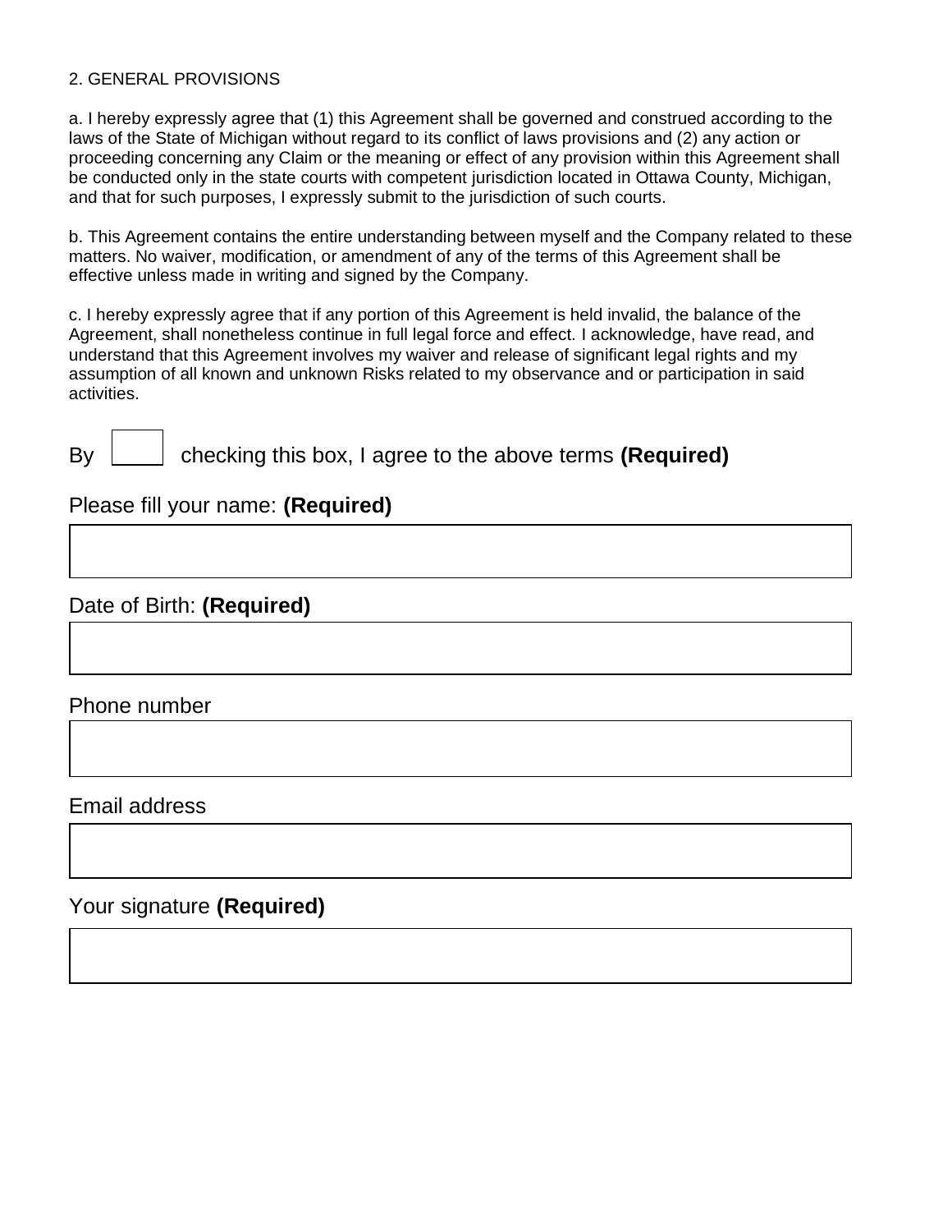## 2. GENERAL PROVISIONS

a. I hereby expressly agree that (1) this Agreement shall be governed and construed according to the laws of the State of Michigan without regard to its conflict of laws provisions and (2) any action or proceeding concerning any Claim or the meaning or effect of any provision within this Agreement shall be conducted only in the state courts with competent jurisdiction located in Ottawa County, Michigan, and that for such purposes, I expressly submit to the jurisdiction of such courts.

b. This Agreement contains the entire understanding between myself and the Company related to these matters. No waiver, modification, or amendment of any of the terms of this Agreement shall be effective unless made in writing and signed by the Company.

c. I hereby expressly agree that if any portion of this Agreement is held invalid, the balance of the Agreement, shall nonetheless continue in full legal force and effect. I acknowledge, have read, and understand that this Agreement involves my waiver and release of significant legal rights and my assumption of all known and unknown Risks related to my observance and or participation in said activities.

By ☐ checking this box, I agree to the above terms **(Required)**

Please fill your name: **(Required)**

Date of Birth: **(Required)**

Phone number

Email address

Your signature **(Required)**